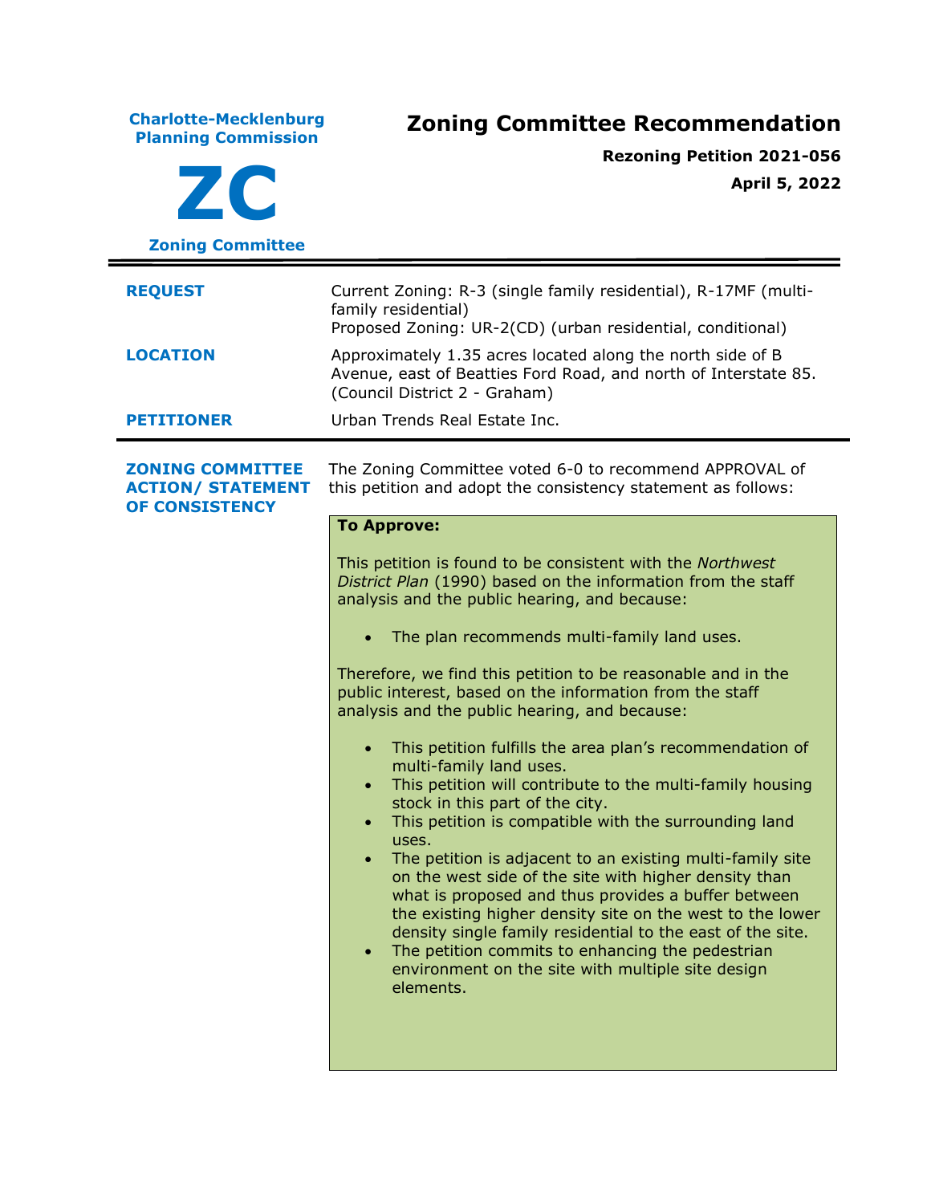**Charlotte-Mecklenburg Planning Commission**

**ZC**

**Zoning Committee**

# Zoning Committee Recommendation

**Rezoning Petition 2021-056**

**April 5, 2022**

| | |
|---|---|
| **REQUEST** | Current Zoning: R-3 (single family residential), R-17MF (multi-family residential)<br>Proposed Zoning: UR-2(CD) (urban residential, conditional) |
| **LOCATION** | Approximately 1.35 acres located along the north side of B Avenue, east of Beatties Ford Road, and north of Interstate 85. (Council District 2 - Graham) |
| **PETITIONER** | Urban Trends Real Estate Inc. |

**ZONING COMMITTEE ACTION/ STATEMENT OF CONSISTENCY**

The Zoning Committee voted 6-0 to recommend APPROVAL of this petition and adopt the consistency statement as follows:

**To Approve:**

This petition is found to be consistent with the *Northwest District Plan* (1990) based on the information from the staff analysis and the public hearing, and because:

- The plan recommends multi-family land uses.

Therefore, we find this petition to be reasonable and in the public interest, based on the information from the staff analysis and the public hearing, and because:

- This petition fulfills the area plan's recommendation of multi-family land uses.
- This petition will contribute to the multi-family housing stock in this part of the city.
- This petition is compatible with the surrounding land uses.
- The petition is adjacent to an existing multi-family site on the west side of the site with higher density than what is proposed and thus provides a buffer between the existing higher density site on the west to the lower density single family residential to the east of the site.
- The petition commits to enhancing the pedestrian environment on the site with multiple site design elements.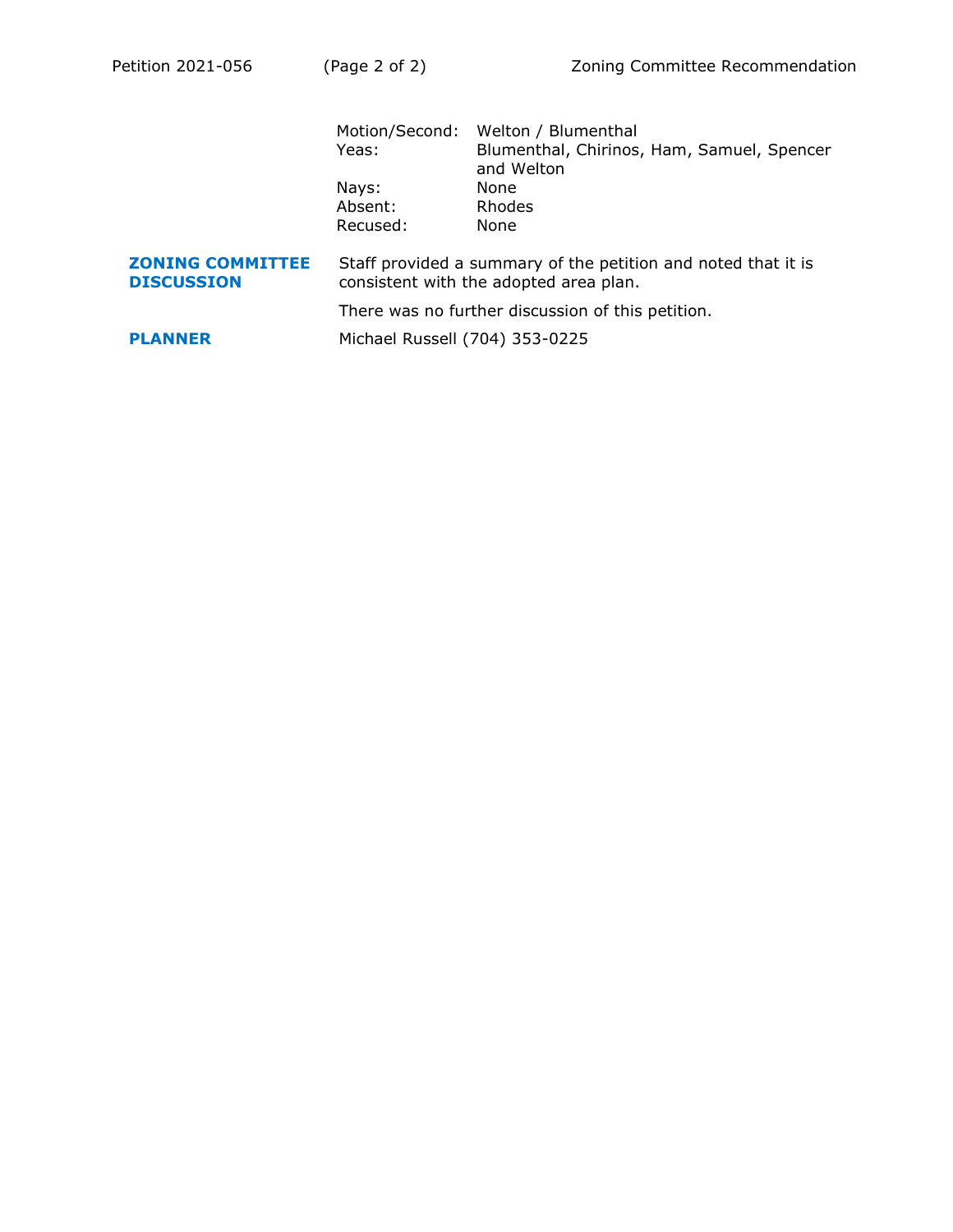| | |
|---|---|
| Motion/Second: | Welton / Blumenthal |
| Yeas: | Blumenthal, Chirinos, Ham, Samuel, Spencer and Welton |
| Nays: | None |
| Absent: | Rhodes |
| Recused: | None |

**ZONING COMMITTEE DISCUSSION**

Staff provided a summary of the petition and noted that it is consistent with the adopted area plan.

There was no further discussion of this petition.

**PLANNER**

Michael Russell (704) 353-0225